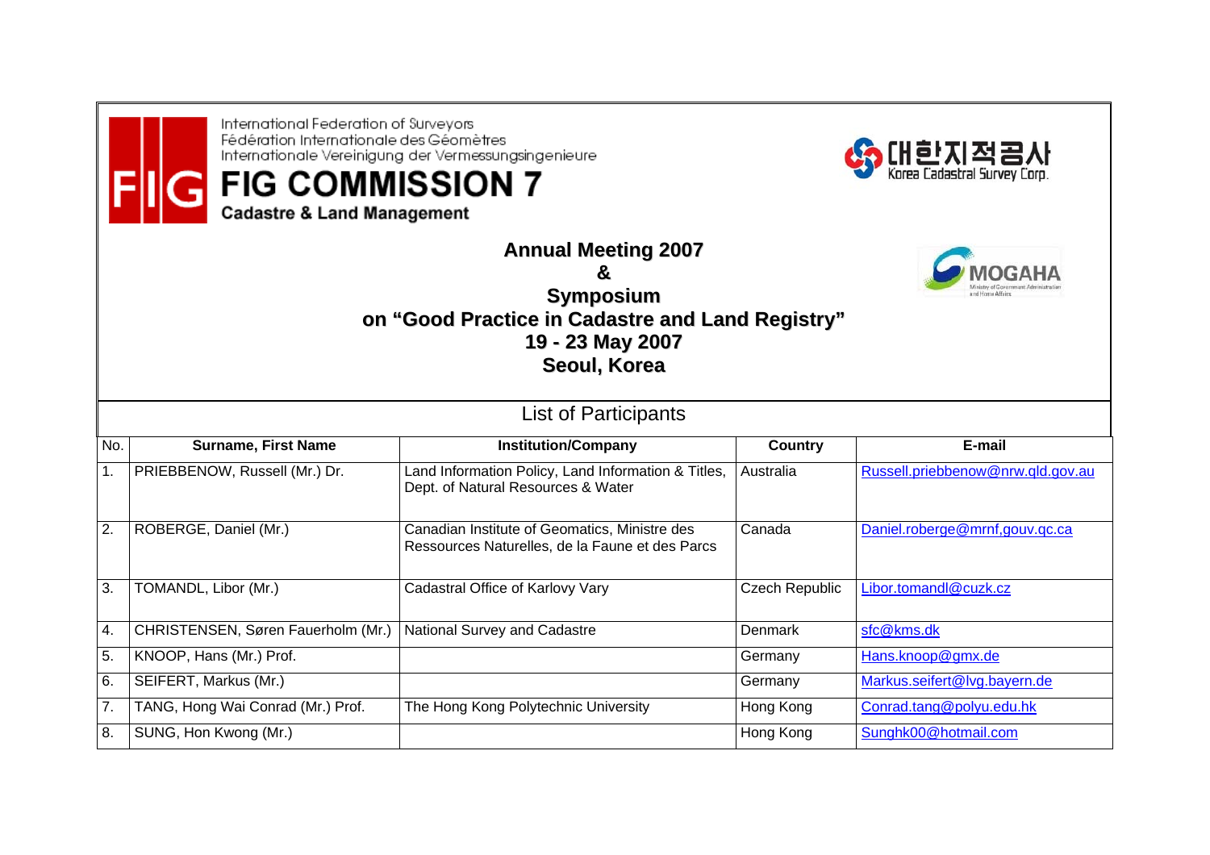International Federation of Surveyors
Fédération Internationale des Géomètres
Internationale Vereinigung der Vermessungsingenieure

# FIG COMMISSION 7

**Cadastre & Land Management**

대한지적공사
Korea Cadastral Survey Corp.

MOGAHA
Ministry of Government Administration and Home Affairs

## Annual Meeting 2007
## &
## Symposium
## on "Good Practice in Cadastre and Land Registry"
## 19 - 23 May 2007
## Seoul, Korea

### List of Participants

| No. | Surname, First Name | Institution/Company | Country | E-mail |
|---|---|---|---|---|
| 1. | PRIEBBENOW, Russell (Mr.) Dr. | Land Information Policy, Land Information & Titles, Dept. of Natural Resources & Water | Australia | Russell.priebbenow@nrw.qld.gov.au |
| 2. | ROBERGE, Daniel (Mr.) | Canadian Institute of Geomatics, Ministre des Ressources Naturelles, de la Faune et des Parcs | Canada | Daniel.roberge@mrnf,gouv.qc.ca |
| 3. | TOMANDL, Libor (Mr.) | Cadastral Office of Karlovy Vary | Czech Republic | Libor.tomandl@cuzk.cz |
| 4. | CHRISTENSEN, Søren Fauerholm (Mr.) | National Survey and Cadastre | Denmark | sfc@kms.dk |
| 5. | KNOOP, Hans (Mr.) Prof. | | Germany | Hans.knoop@gmx.de |
| 6. | SEIFERT, Markus (Mr.) | | Germany | Markus.seifert@lvg.bayern.de |
| 7. | TANG, Hong Wai Conrad (Mr.) Prof. | The Hong Kong Polytechnic University | Hong Kong | Conrad.tang@polyu.edu.hk |
| 8. | SUNG, Hon Kwong (Mr.) | | Hong Kong | Sunghk00@hotmail.com |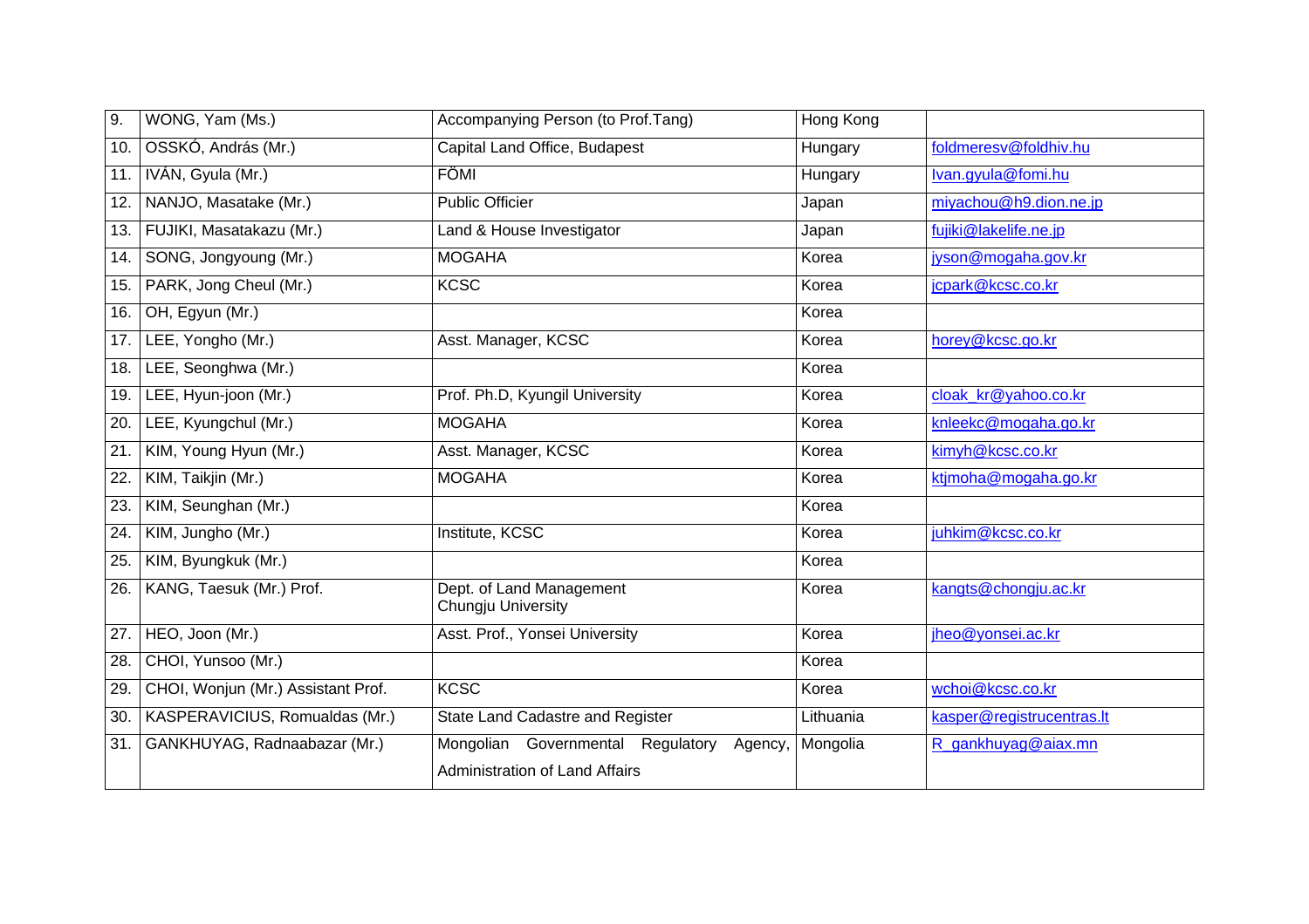| 9. | WONG, Yam (Ms.) | Accompanying Person (to Prof.Tang) | Hong Kong | |
|---|---|---|---|---|
| 10. | OSSKÓ, András (Mr.) | Capital Land Office, Budapest | Hungary | foldmeresv@foldhiv.hu |
| 11. | IVÁN, Gyula (Mr.) | FÖMI | Hungary | Ivan.gyula@fomi.hu |
| 12. | NANJO, Masatake (Mr.) | Public Officier | Japan | miyachou@h9.dion.ne.jp |
| 13. | FUJIKI, Masatakazu (Mr.) | Land & House Investigator | Japan | fujiki@lakelife.ne.jp |
| 14. | SONG, Jongyoung (Mr.) | MOGAHA | Korea | jyson@mogaha.gov.kr |
| 15. | PARK, Jong Cheul (Mr.) | KCSC | Korea | jcpark@kcsc.co.kr |
| 16. | OH, Egyun (Mr.) | | Korea | |
| 17. | LEE, Yongho (Mr.) | Asst. Manager, KCSC | Korea | horey@kcsc.go.kr |
| 18. | LEE, Seonghwa (Mr.) | | Korea | |
| 19. | LEE, Hyun-joon (Mr.) | Prof. Ph.D, Kyungil University | Korea | cloak_kr@yahoo.co.kr |
| 20. | LEE, Kyungchul (Mr.) | MOGAHA | Korea | knleekc@mogaha.go.kr |
| 21. | KIM, Young Hyun (Mr.) | Asst. Manager, KCSC | Korea | kimyh@kcsc.co.kr |
| 22. | KIM, Taikjin (Mr.) | MOGAHA | Korea | ktjmoha@mogaha.go.kr |
| 23. | KIM, Seunghan (Mr.) | | Korea | |
| 24. | KIM, Jungho (Mr.) | Institute, KCSC | Korea | juhkim@kcsc.co.kr |
| 25. | KIM, Byungkuk (Mr.) | | Korea | |
| 26. | KANG, Taesuk (Mr.) Prof. | Dept. of Land Management Chungju University | Korea | kangts@chongju.ac.kr |
| 27. | HEO, Joon (Mr.) | Asst. Prof., Yonsei University | Korea | jheo@yonsei.ac.kr |
| 28. | CHOI, Yunsoo (Mr.) | | Korea | |
| 29. | CHOI, Wonjun (Mr.) Assistant Prof. | KCSC | Korea | wchoi@kcsc.co.kr |
| 30. | KASPERAVICIUS, Romualdas (Mr.) | State Land Cadastre and Register | Lithuania | kasper@registrucentras.lt |
| 31. | GANKHUYAG, Radnaabazar (Mr.) | Mongolian Governmental Regulatory Agency, Administration of Land Affairs | Mongolia | R_gankhuyag@aiax.mn |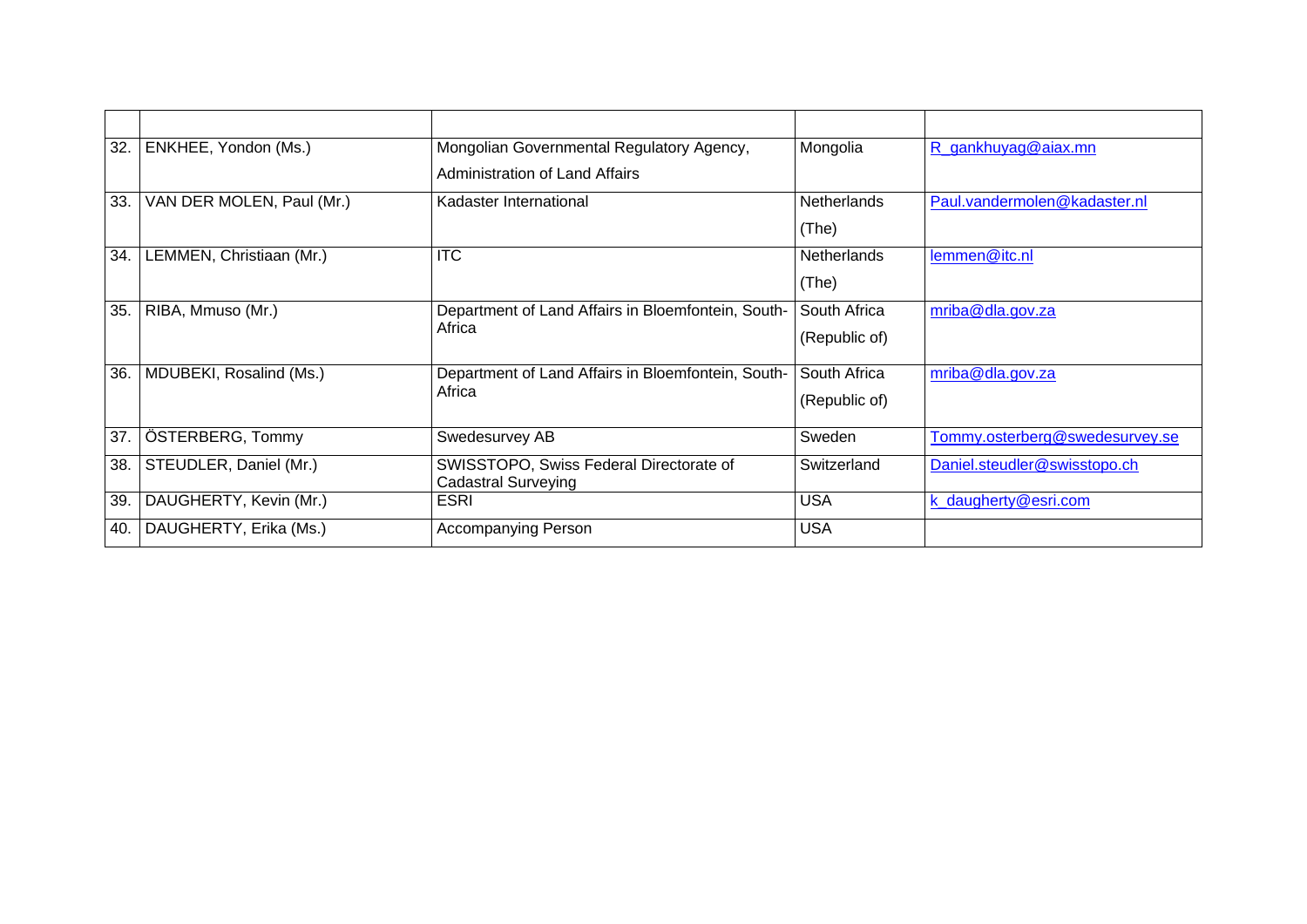| | | | | |
|---|---|---|---|---|
| 32. | ENKHEE, Yondon (Ms.) | Mongolian Governmental Regulatory Agency, Administration of Land Affairs | Mongolia | R_gankhuyag@aiax.mn |
| 33. | VAN DER MOLEN, Paul (Mr.) | Kadaster International | Netherlands (The) | Paul.vandermolen@kadaster.nl |
| 34. | LEMMEN, Christiaan (Mr.) | ITC | Netherlands (The) | lemmen@itc.nl |
| 35. | RIBA, Mmuso (Mr.) | Department of Land Affairs in Bloemfontein, South-Africa | South Africa (Republic of) | mriba@dla.gov.za |
| 36. | MDUBEKI, Rosalind (Ms.) | Department of Land Affairs in Bloemfontein, South-Africa | South Africa (Republic of) | mriba@dla.gov.za |
| 37. | ÖSTERBERG, Tommy | Swedesurvey AB | Sweden | Tommy.osterberg@swedesurvey.se |
| 38. | STEUDLER, Daniel (Mr.) | SWISSTOPO, Swiss Federal Directorate of Cadastral Surveying | Switzerland | Daniel.steudler@swisstopo.ch |
| 39. | DAUGHERTY, Kevin (Mr.) | ESRI | USA | k_daugherty@esri.com |
| 40. | DAUGHERTY, Erika (Ms.) | Accompanying Person | USA | |